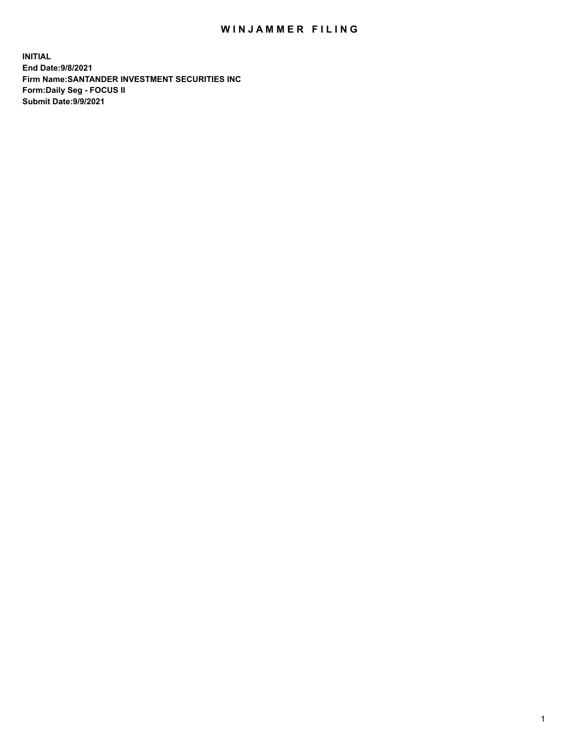# WINJAMMER FILING

**INITIAL**
**End Date:9/8/2021**
**Firm Name:SANTANDER INVESTMENT SECURITIES INC**
**Form:Daily Seg - FOCUS II**
**Submit Date:9/9/2021**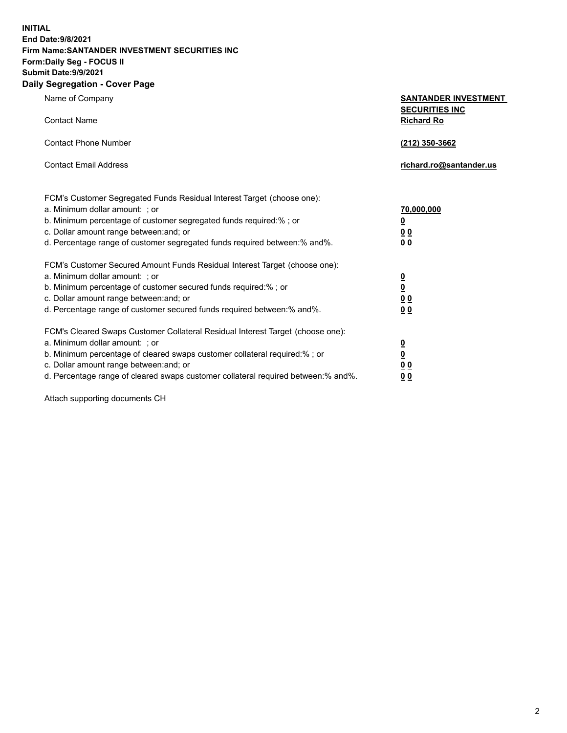**INITIAL**
**End Date:9/8/2021**
**Firm Name:SANTANDER INVESTMENT SECURITIES INC**
**Form:Daily Seg - FOCUS II**
**Submit Date:9/9/2021**

## Daily Segregation - Cover Page

| | |
|---|---|
| Name of Company | **SANTANDER INVESTMENT SECURITIES INC** |
| Contact Name | **Richard Ro** |
| Contact Phone Number | **(212) 350-3662** |
| Contact Email Address | **richard.ro@santander.us** |

| | |
|---|---|
| FCM's Customer Segregated Funds Residual Interest Target (choose one): | |
| a. Minimum dollar amount: ; or | **70,000,000** |
| b. Minimum percentage of customer segregated funds required:% ; or | **0** |
| c. Dollar amount range between:and; or | **0 0** |
| d. Percentage range of customer segregated funds required between:% and%. | **0 0** |
| FCM's Customer Secured Amount Funds Residual Interest Target (choose one): | |
| a. Minimum dollar amount: ; or | **0** |
| b. Minimum percentage of customer secured funds required:% ; or | **0** |
| c. Dollar amount range between:and; or | **0 0** |
| d. Percentage range of customer secured funds required between:% and%. | **0 0** |
| FCM's Cleared Swaps Customer Collateral Residual Interest Target (choose one): | |
| a. Minimum dollar amount: ; or | **0** |
| b. Minimum percentage of cleared swaps customer collateral required:% ; or | **0** |
| c. Dollar amount range between:and; or | **0 0** |
| d. Percentage range of cleared swaps customer collateral required between:% and%. | **0 0** |

Attach supporting documents CH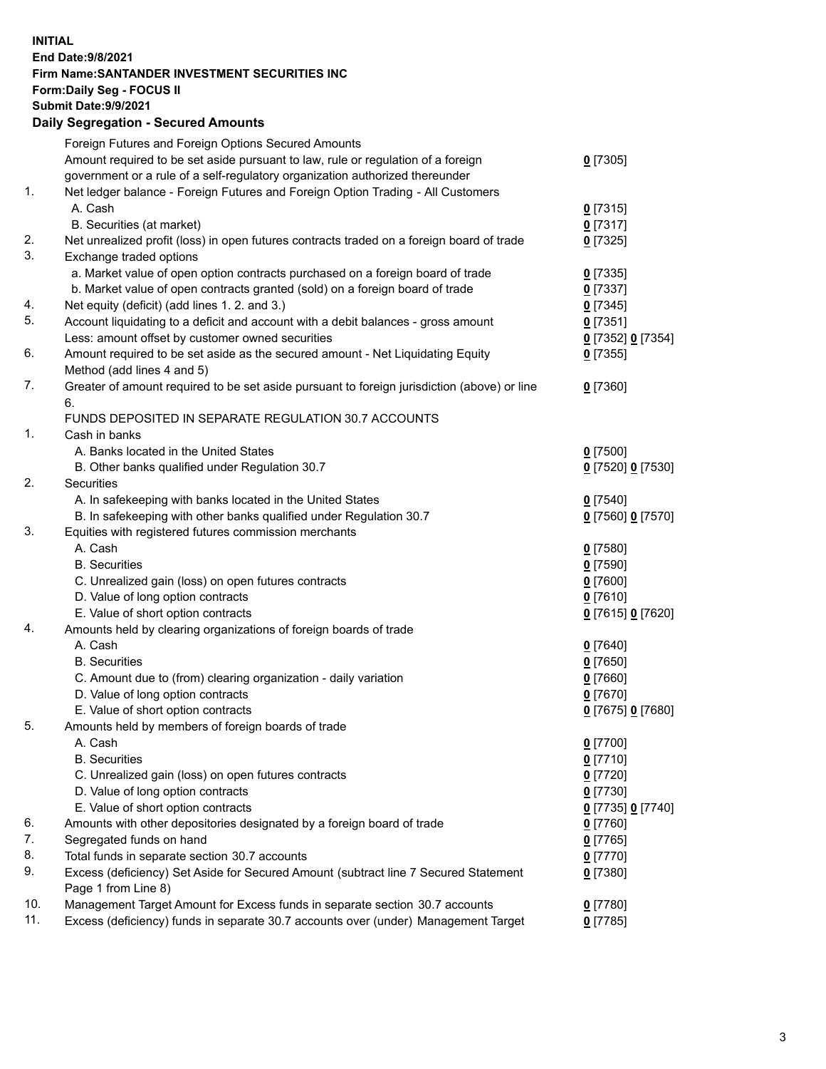**INITIAL**
**End Date:9/8/2021**
**Firm Name:SANTANDER INVESTMENT SECURITIES INC**
**Form:Daily Seg - FOCUS II**
**Submit Date:9/9/2021**

## Daily Segregation - Secured Amounts

| | | |
|---|---|---|
| | Foreign Futures and Foreign Options Secured Amounts | |
| | Amount required to be set aside pursuant to law, rule or regulation of a foreign government or a rule of a self-regulatory organization authorized thereunder | **0** [7305] |
| 1. | Net ledger balance - Foreign Futures and Foreign Option Trading - All Customers | |
| | A. Cash | **0** [7315] |
| | B. Securities (at market) | **0** [7317] |
| 2. | Net unrealized profit (loss) in open futures contracts traded on a foreign board of trade | **0** [7325] |
| 3. | Exchange traded options | |
| | a. Market value of open option contracts purchased on a foreign board of trade | **0** [7335] |
| | b. Market value of open contracts granted (sold) on a foreign board of trade | **0** [7337] |
| 4. | Net equity (deficit) (add lines 1. 2. and 3.) | **0** [7345] |
| 5. | Account liquidating to a deficit and account with a debit balances - gross amount | **0** [7351] |
| | Less: amount offset by customer owned securities | **0** [7352] **0** [7354] |
| 6. | Amount required to be set aside as the secured amount - Net Liquidating Equity Method (add lines 4 and 5) | **0** [7355] |
| 7. | Greater of amount required to be set aside pursuant to foreign jurisdiction (above) or line 6. | **0** [7360] |
| | FUNDS DEPOSITED IN SEPARATE REGULATION 30.7 ACCOUNTS | |
| 1. | Cash in banks | |
| | A. Banks located in the United States | **0** [7500] |
| | B. Other banks qualified under Regulation 30.7 | **0** [7520] **0** [7530] |
| 2. | Securities | |
| | A. In safekeeping with banks located in the United States | **0** [7540] |
| | B. In safekeeping with other banks qualified under Regulation 30.7 | **0** [7560] **0** [7570] |
| 3. | Equities with registered futures commission merchants | |
| | A. Cash | **0** [7580] |
| | B. Securities | **0** [7590] |
| | C. Unrealized gain (loss) on open futures contracts | **0** [7600] |
| | D. Value of long option contracts | **0** [7610] |
| | E. Value of short option contracts | **0** [7615] **0** [7620] |
| 4. | Amounts held by clearing organizations of foreign boards of trade | |
| | A. Cash | **0** [7640] |
| | B. Securities | **0** [7650] |
| | C. Amount due to (from) clearing organization - daily variation | **0** [7660] |
| | D. Value of long option contracts | **0** [7670] |
| | E. Value of short option contracts | **0** [7675] **0** [7680] |
| 5. | Amounts held by members of foreign boards of trade | |
| | A. Cash | **0** [7700] |
| | B. Securities | **0** [7710] |
| | C. Unrealized gain (loss) on open futures contracts | **0** [7720] |
| | D. Value of long option contracts | **0** [7730] |
| | E. Value of short option contracts | **0** [7735] **0** [7740] |
| 6. | Amounts with other depositories designated by a foreign board of trade | **0** [7760] |
| 7. | Segregated funds on hand | **0** [7765] |
| 8. | Total funds in separate section 30.7 accounts | **0** [7770] |
| 9. | Excess (deficiency) Set Aside for Secured Amount (subtract line 7 Secured Statement Page 1 from Line 8) | **0** [7380] |
| 10. | Management Target Amount for Excess funds in separate section 30.7 accounts | **0** [7780] |
| 11. | Excess (deficiency) funds in separate 30.7 accounts over (under) Management Target | **0** [7785] |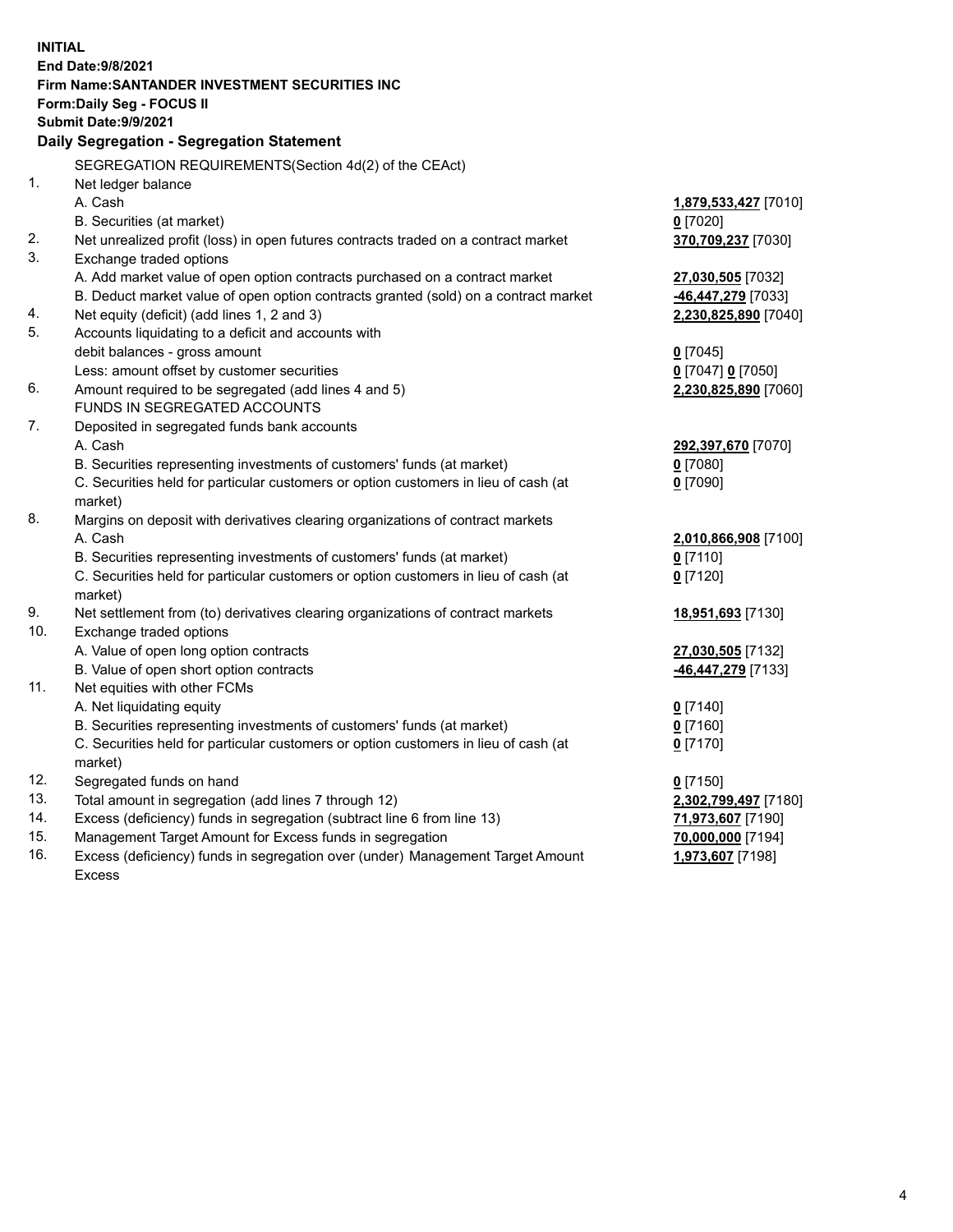**INITIAL**
**End Date:9/8/2021**
**Firm Name:SANTANDER INVESTMENT SECURITIES INC**
**Form:Daily Seg - FOCUS II**
**Submit Date:9/9/2021**

**Daily Segregation - Segregation Statement**

SEGREGATION REQUIREMENTS(Section 4d(2) of the CEAct)

| | | |
|---|---|---|
| 1. | Net ledger balance | |
| | A. Cash | **1,879,533,427** [7010] |
| | B. Securities (at market) | **0** [7020] |
| 2. | Net unrealized profit (loss) in open futures contracts traded on a contract market | **370,709,237** [7030] |
| 3. | Exchange traded options | |
| | A. Add market value of open option contracts purchased on a contract market | **27,030,505** [7032] |
| | B. Deduct market value of open option contracts granted (sold) on a contract market | **-46,447,279** [7033] |
| 4. | Net equity (deficit) (add lines 1, 2 and 3) | **2,230,825,890** [7040] |
| 5. | Accounts liquidating to a deficit and accounts with debit balances - gross amount | **0** [7045] |
| | Less: amount offset by customer securities | **0** [7047] **0** [7050] |
| 6. | Amount required to be segregated (add lines 4 and 5) | **2,230,825,890** [7060] |
| | FUNDS IN SEGREGATED ACCOUNTS | |
| 7. | Deposited in segregated funds bank accounts | |
| | A. Cash | **292,397,670** [7070] |
| | B. Securities representing investments of customers' funds (at market) | **0** [7080] |
| | C. Securities held for particular customers or option customers in lieu of cash (at market) | **0** [7090] |
| 8. | Margins on deposit with derivatives clearing organizations of contract markets | |
| | A. Cash | **2,010,866,908** [7100] |
| | B. Securities representing investments of customers' funds (at market) | **0** [7110] |
| | C. Securities held for particular customers or option customers in lieu of cash (at market) | **0** [7120] |
| 9. | Net settlement from (to) derivatives clearing organizations of contract markets | **18,951,693** [7130] |
| 10. | Exchange traded options | |
| | A. Value of open long option contracts | **27,030,505** [7132] |
| | B. Value of open short option contracts | **-46,447,279** [7133] |
| 11. | Net equities with other FCMs | |
| | A. Net liquidating equity | **0** [7140] |
| | B. Securities representing investments of customers' funds (at market) | **0** [7160] |
| | C. Securities held for particular customers or option customers in lieu of cash (at market) | **0** [7170] |
| 12. | Segregated funds on hand | **0** [7150] |
| 13. | Total amount in segregation (add lines 7 through 12) | **2,302,799,497** [7180] |
| 14. | Excess (deficiency) funds in segregation (subtract line 6 from line 13) | **71,973,607** [7190] |
| 15. | Management Target Amount for Excess funds in segregation | **70,000,000** [7194] |
| 16. | Excess (deficiency) funds in segregation over (under) Management Target Amount Excess | **1,973,607** [7198] |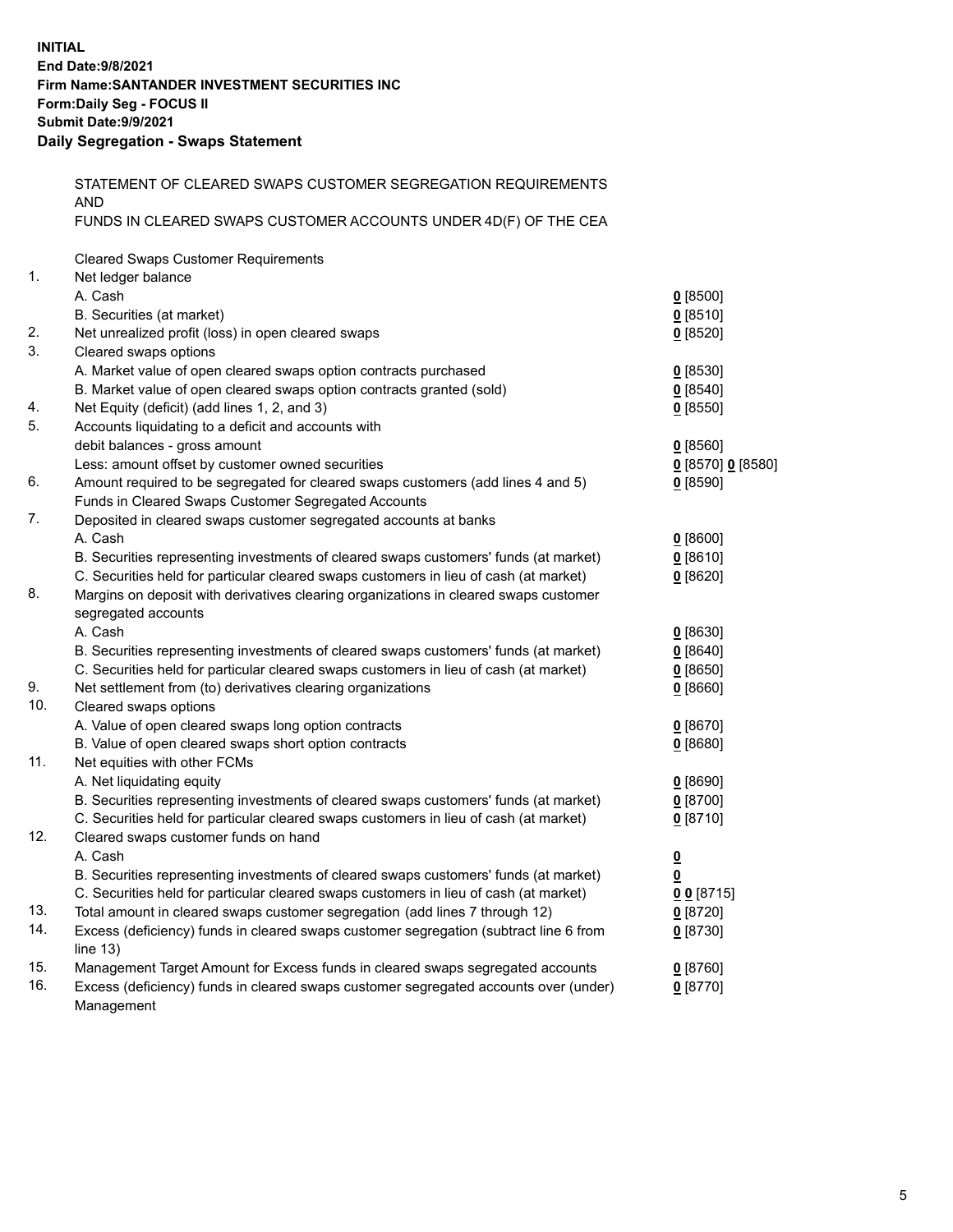**INITIAL**
**End Date:9/8/2021**
**Firm Name:SANTANDER INVESTMENT SECURITIES INC**
**Form:Daily Seg - FOCUS II**
**Submit Date:9/9/2021**
**Daily Segregation - Swaps Statement**

STATEMENT OF CLEARED SWAPS CUSTOMER SEGREGATION REQUIREMENTS AND FUNDS IN CLEARED SWAPS CUSTOMER ACCOUNTS UNDER 4D(F) OF THE CEA

| | | |
|---|---|---|
| | Cleared Swaps Customer Requirements | |
| 1. | Net ledger balance | |
| | A. Cash | 0 [8500] |
| | B. Securities (at market) | 0 [8510] |
| 2. | Net unrealized profit (loss) in open cleared swaps | 0 [8520] |
| 3. | Cleared swaps options | |
| | A. Market value of open cleared swaps option contracts purchased | 0 [8530] |
| | B. Market value of open cleared swaps option contracts granted (sold) | 0 [8540] |
| 4. | Net Equity (deficit) (add lines 1, 2, and 3) | 0 [8550] |
| 5. | Accounts liquidating to a deficit and accounts with | |
| | debit balances - gross amount | 0 [8560] |
| | Less: amount offset by customer owned securities | 0 [8570] 0 [8580] |
| 6. | Amount required to be segregated for cleared swaps customers (add lines 4 and 5) | 0 [8590] |
| | Funds in Cleared Swaps Customer Segregated Accounts | |
| 7. | Deposited in cleared swaps customer segregated accounts at banks | |
| | A. Cash | 0 [8600] |
| | B. Securities representing investments of cleared swaps customers' funds (at market) | 0 [8610] |
| | C. Securities held for particular cleared swaps customers in lieu of cash (at market) | 0 [8620] |
| 8. | Margins on deposit with derivatives clearing organizations in cleared swaps customer segregated accounts | |
| | A. Cash | 0 [8630] |
| | B. Securities representing investments of cleared swaps customers' funds (at market) | 0 [8640] |
| | C. Securities held for particular cleared swaps customers in lieu of cash (at market) | 0 [8650] |
| 9. | Net settlement from (to) derivatives clearing organizations | 0 [8660] |
| 10. | Cleared swaps options | |
| | A. Value of open cleared swaps long option contracts | 0 [8670] |
| | B. Value of open cleared swaps short option contracts | 0 [8680] |
| 11. | Net equities with other FCMs | |
| | A. Net liquidating equity | 0 [8690] |
| | B. Securities representing investments of cleared swaps customers' funds (at market) | 0 [8700] |
| | C. Securities held for particular cleared swaps customers in lieu of cash (at market) | 0 [8710] |
| 12. | Cleared swaps customer funds on hand | |
| | A. Cash | 0 |
| | B. Securities representing investments of cleared swaps customers' funds (at market) | 0 |
| | C. Securities held for particular cleared swaps customers in lieu of cash (at market) | 0 0 [8715] |
| 13. | Total amount in cleared swaps customer segregation (add lines 7 through 12) | 0 [8720] |
| 14. | Excess (deficiency) funds in cleared swaps customer segregation (subtract line 6 from line 13) | 0 [8730] |
| 15. | Management Target Amount for Excess funds in cleared swaps segregated accounts | 0 [8760] |
| 16. | Excess (deficiency) funds in cleared swaps customer segregated accounts over (under) Management | 0 [8770] |